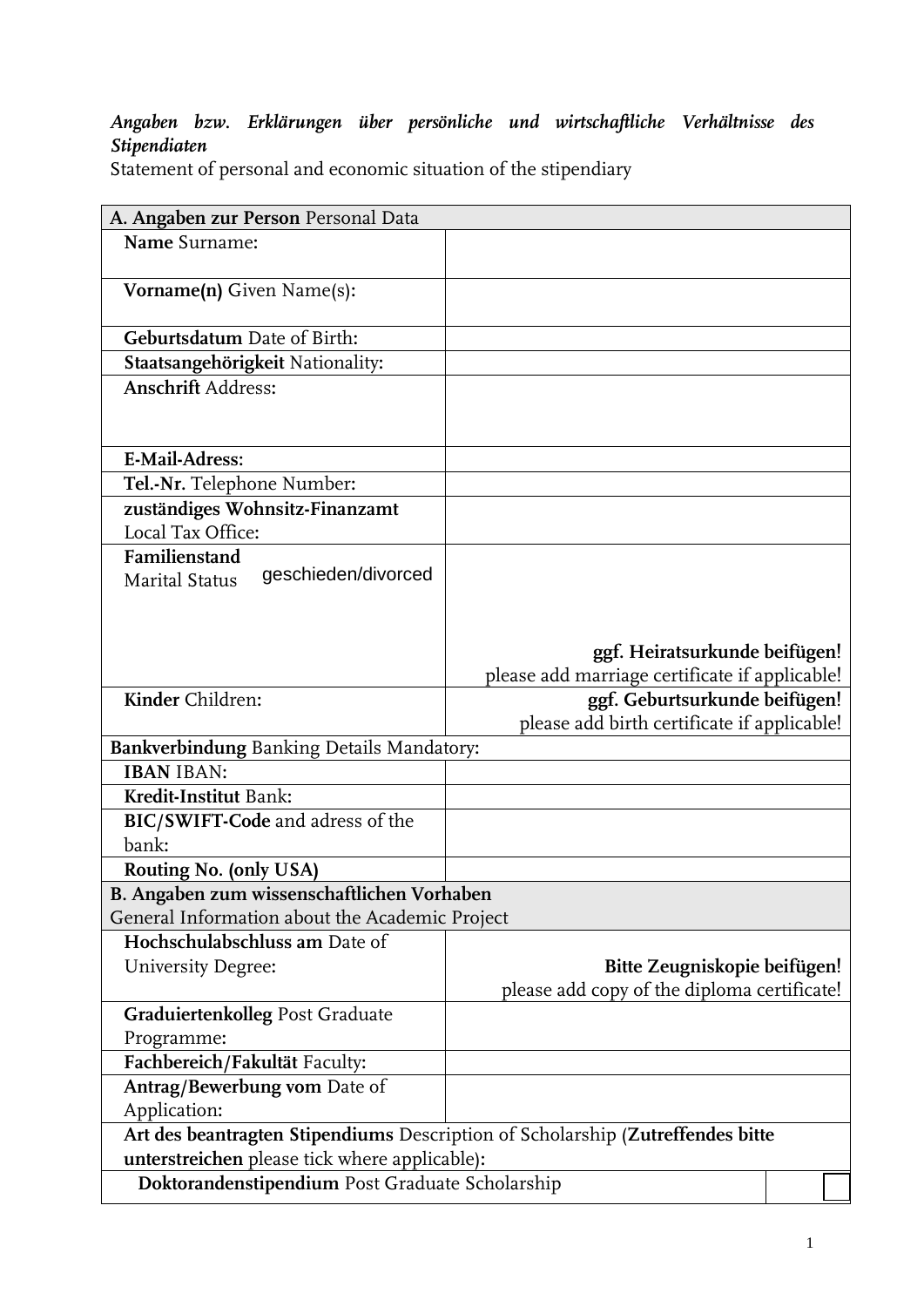*Angaben bzw. Erklärungen über persönliche und wirtschaftliche Verhältnisse des Stipendiaten*
Statement of personal and economic situation of the stipendiary

| **A. Angaben zur Person** Personal Data | |
|---|---|
| **Name** Surname: | |
| **Vorname(n)** Given Name(s): | |
| **Geburtsdatum** Date of Birth: | |
| **Staatsangehörigkeit** Nationality: | |
| **Anschrift** Address: | |
| **E-Mail-Adress:** | |
| **Tel.-Nr.** Telephone Number: | |
| **zuständiges Wohnsitz-Finanzamt** Local Tax Office: | |
| **Familienstand** Marital Status geschieden/divorced | **ggf. Heiratsurkunde beifügen!** please add marriage certificate if applicable! |
| **Kinder** Children: | **ggf. Geburtsurkunde beifügen!** please add birth certificate if applicable! |
| **Bankverbindung** Banking Details Mandatory: | |
| **IBAN** IBAN: | |
| **Kredit-Institut** Bank: | |
| **BIC/SWIFT-Code** and adress of the bank: | |
| **Routing No. (only USA)** | |
| **B. Angaben zum wissenschaftlichen Vorhaben** General Information about the Academic Project | |
| **Hochschulabschluss am** Date of University Degree: | **Bitte Zeugniskopie beifügen!** please add copy of the diploma certificate! |
| **Graduiertenkolleg** Post Graduate Programme: | |
| **Fachbereich/Fakultät** Faculty: | |
| **Antrag/Bewerbung vom** Date of Application: | |
| **Art des beantragten Stipendiums** Description of Scholarship (**Zutreffendes bitte unterstreichen** please tick where applicable): | |
| **Doktorandenstipendium** Post Graduate Scholarship | ☐ |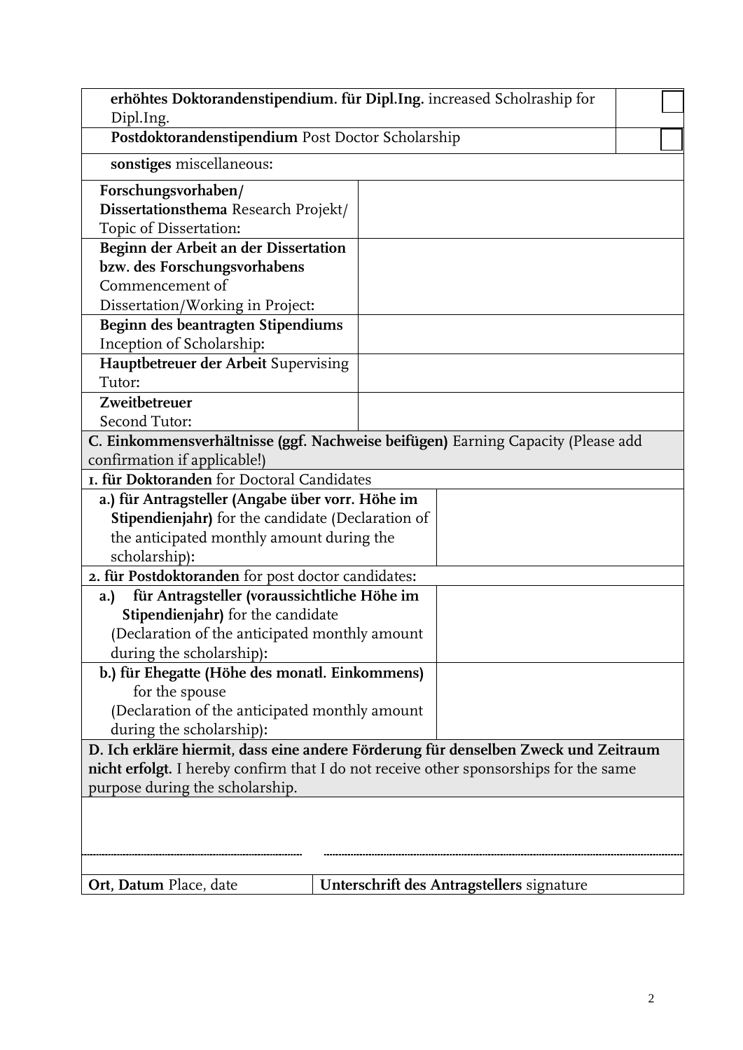| | |
|---|---|
| **erhöhtes Doktorandenstipendium. für Dipl.Ing.** increased Scholraship for Dipl.Ing. | ☐ |
| **Postdoktorandenstipendium** Post Doctor Scholarship | ☐ |
| **sonstiges** miscellaneous: | |

| | |
|---|---|
| **Forschungsvorhaben/ Dissertationsthema** Research Projekt/ Topic of Dissertation: | |
| **Beginn der Arbeit an der Dissertation bzw. des Forschungsvorhabens** Commencement of Dissertation/Working in Project: | |
| **Beginn des beantragten Stipendiums** Inception of Scholarship: | |
| **Hauptbetreuer der Arbeit** Supervising Tutor: | |
| **Zweitbetreuer** Second Tutor: | |

**C. Einkommensverhältnisse (ggf. Nachweise beifügen)** Earning Capacity (Please add confirmation if applicable!)

**1. für Doktoranden** for Doctoral Candidates

| | |
|---|---|
| **a.) für Antragsteller (Angabe über vorr. Höhe im Stipendienjahr)** for the candidate (Declaration of the anticipated monthly amount during the scholarship): | |

**2. für Postdoktoranden** for post doctor candidates:

| | |
|---|---|
| **a.) für Antragsteller (voraussichtliche Höhe im Stipendienjahr)** for the candidate (Declaration of the anticipated monthly amount during the scholarship): | |
| **b.) für Ehegatte (Höhe des monatl. Einkommens)** for the spouse (Declaration of the anticipated monthly amount during the scholarship): | |

**D. Ich erkläre hiermit, dass eine andere Förderung für denselben Zweck und Zeitraum nicht erfolgt.** I hereby confirm that I do not receive other sponsorships for the same purpose during the scholarship.

| | |
|---|---|
| ........................................ | ........................................ |
| **Ort, Datum** Place, date | **Unterschrift des Antragstellers** signature |